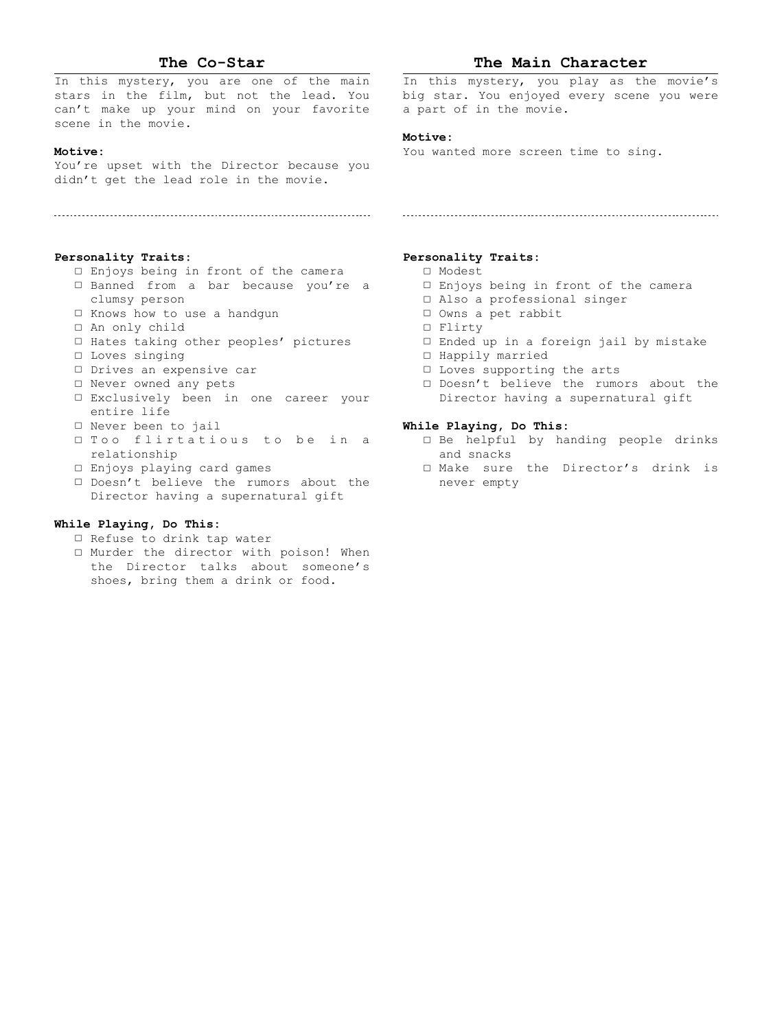## The Co-Star

In this mystery, you are one of the main stars in the film, but not the lead. You can't make up your mind on your favorite scene in the movie.

**Motive:**
You're upset with the Director because you didn't get the lead role in the movie.

**Personality Traits:**

- ☐ Enjoys being in front of the camera
- ☐ Banned from a bar because you're a clumsy person
- ☐ Knows how to use a handgun
- ☐ An only child
- ☐ Hates taking other peoples' pictures
- ☐ Loves singing
- ☐ Drives an expensive car
- ☐ Never owned any pets
- ☐ Exclusively been in one career your entire life
- ☐ Never been to jail
- ☐ Too flirtatious to be in a relationship
- ☐ Enjoys playing card games
- ☐ Doesn't believe the rumors about the Director having a supernatural gift

**While Playing, Do This:**

- ☐ Refuse to drink tap water
- ☐ Murder the director with poison! When the Director talks about someone's shoes, bring them a drink or food.

## The Main Character

In this mystery, you play as the movie's big star. You enjoyed every scene you were a part of in the movie.

**Motive:**
You wanted more screen time to sing.

**Personality Traits:**

- ☐ Modest
- ☐ Enjoys being in front of the camera
- ☐ Also a professional singer
- ☐ Owns a pet rabbit
- ☐ Flirty
- ☐ Ended up in a foreign jail by mistake
- ☐ Happily married
- ☐ Loves supporting the arts
- ☐ Doesn't believe the rumors about the Director having a supernatural gift

**While Playing, Do This:**

- ☐ Be helpful by handing people drinks and snacks
- ☐ Make sure the Director's drink is never empty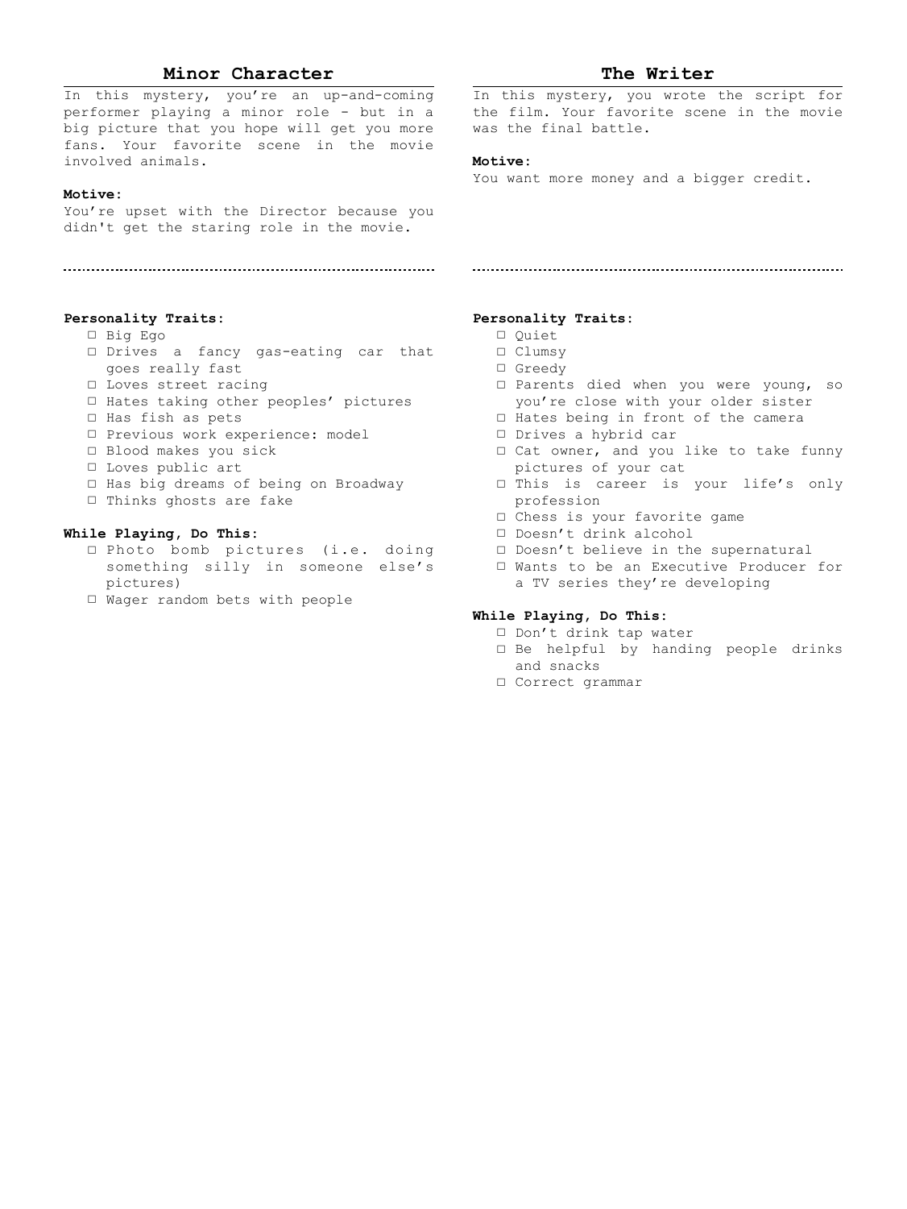## Minor Character

In this mystery, you're an up-and-coming performer playing a minor role - but in a big picture that you hope will get you more fans. Your favorite scene in the movie involved animals.

**Motive:**
You're upset with the Director because you didn't get the staring role in the movie.

**Personality Traits:**

- ☐ Big Ego
- ☐ Drives a fancy gas-eating car that goes really fast
- ☐ Loves street racing
- ☐ Hates taking other peoples' pictures
- ☐ Has fish as pets
- ☐ Previous work experience: model
- ☐ Blood makes you sick
- ☐ Loves public art
- ☐ Has big dreams of being on Broadway
- ☐ Thinks ghosts are fake

**While Playing, Do This:**

- ☐ Photo bomb pictures (i.e. doing something silly in someone else's pictures)
- ☐ Wager random bets with people

## The Writer

In this mystery, you wrote the script for the film. Your favorite scene in the movie was the final battle.

**Motive:**
You want more money and a bigger credit.

**Personality Traits:**

- ☐ Quiet
- ☐ Clumsy
- ☐ Greedy
- ☐ Parents died when you were young, so you're close with your older sister
- ☐ Hates being in front of the camera
- ☐ Drives a hybrid car
- ☐ Cat owner, and you like to take funny pictures of your cat
- ☐ This is career is your life's only profession
- ☐ Chess is your favorite game
- ☐ Doesn't drink alcohol
- ☐ Doesn't believe in the supernatural
- ☐ Wants to be an Executive Producer for a TV series they're developing

**While Playing, Do This:**

- ☐ Don't drink tap water
- ☐ Be helpful by handing people drinks and snacks
- ☐ Correct grammar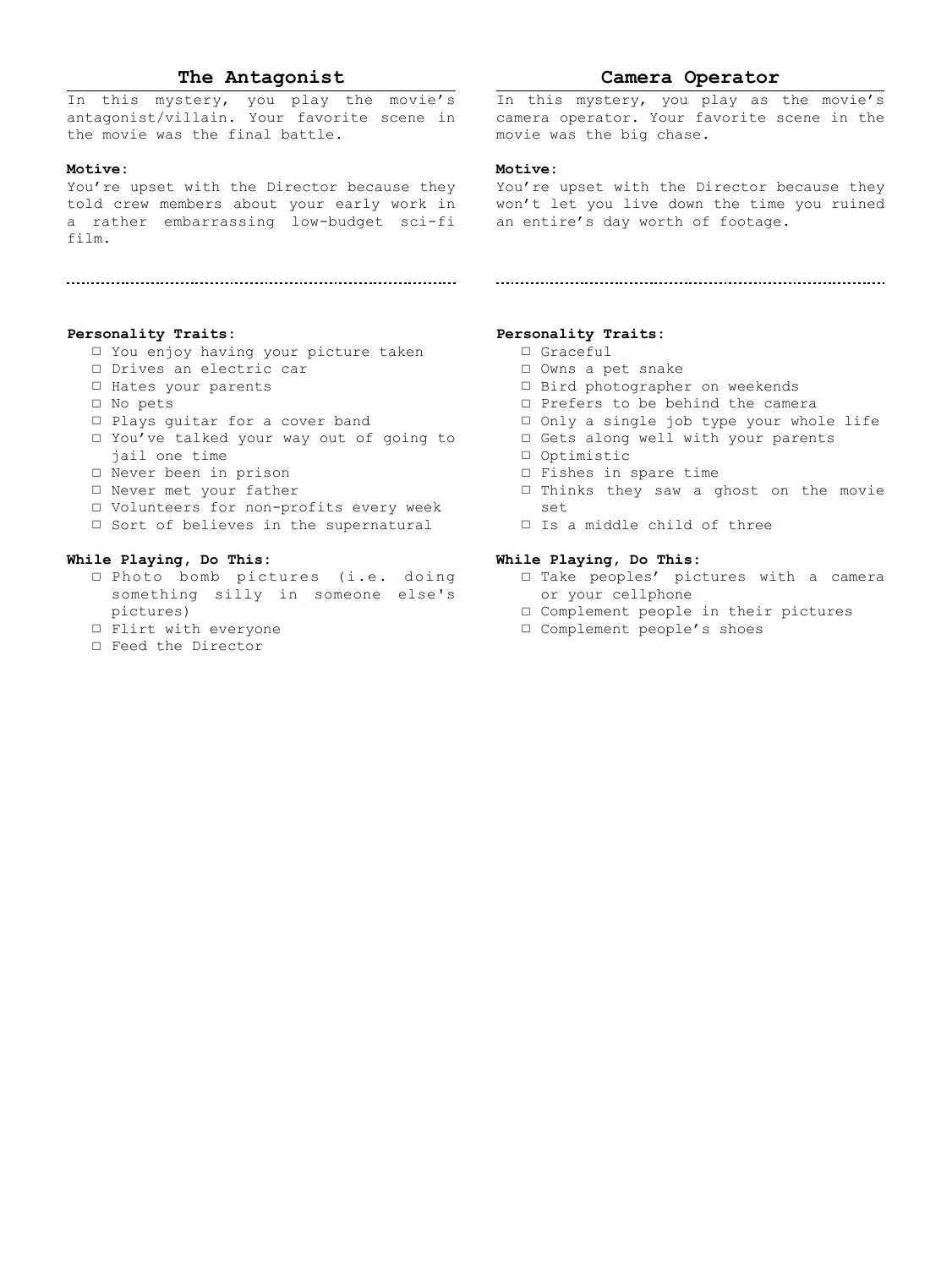## The Antagonist

In this mystery, you play the movie's antagonist/villain. Your favorite scene in the movie was the final battle.

**Motive:**

You're upset with the Director because they told crew members about your early work in a rather embarrassing low-budget sci-fi film.

**Personality Traits:**

- ☐ You enjoy having your picture taken
- ☐ Drives an electric car
- ☐ Hates your parents
- ☐ No pets
- ☐ Plays guitar for a cover band
- ☐ You've talked your way out of going to jail one time
- ☐ Never been in prison
- ☐ Never met your father
- ☐ Volunteers for non-profits every week
- ☐ Sort of believes in the supernatural

**While Playing, Do This:**

- ☐ Photo bomb pictures (i.e. doing something silly in someone else's pictures)
- ☐ Flirt with everyone
- ☐ Feed the Director

## Camera Operator

In this mystery, you play as the movie's camera operator. Your favorite scene in the movie was the big chase.

**Motive:**

You're upset with the Director because they won't let you live down the time you ruined an entire's day worth of footage.

**Personality Traits:**

- ☐ Graceful
- ☐ Owns a pet snake
- ☐ Bird photographer on weekends
- ☐ Prefers to be behind the camera
- ☐ Only a single job type your whole life
- ☐ Gets along well with your parents
- ☐ Optimistic
- ☐ Fishes in spare time
- ☐ Thinks they saw a ghost on the movie set
- ☐ Is a middle child of three

**While Playing, Do This:**

- ☐ Take peoples' pictures with a camera or your cellphone
- ☐ Complement people in their pictures
- ☐ Complement people's shoes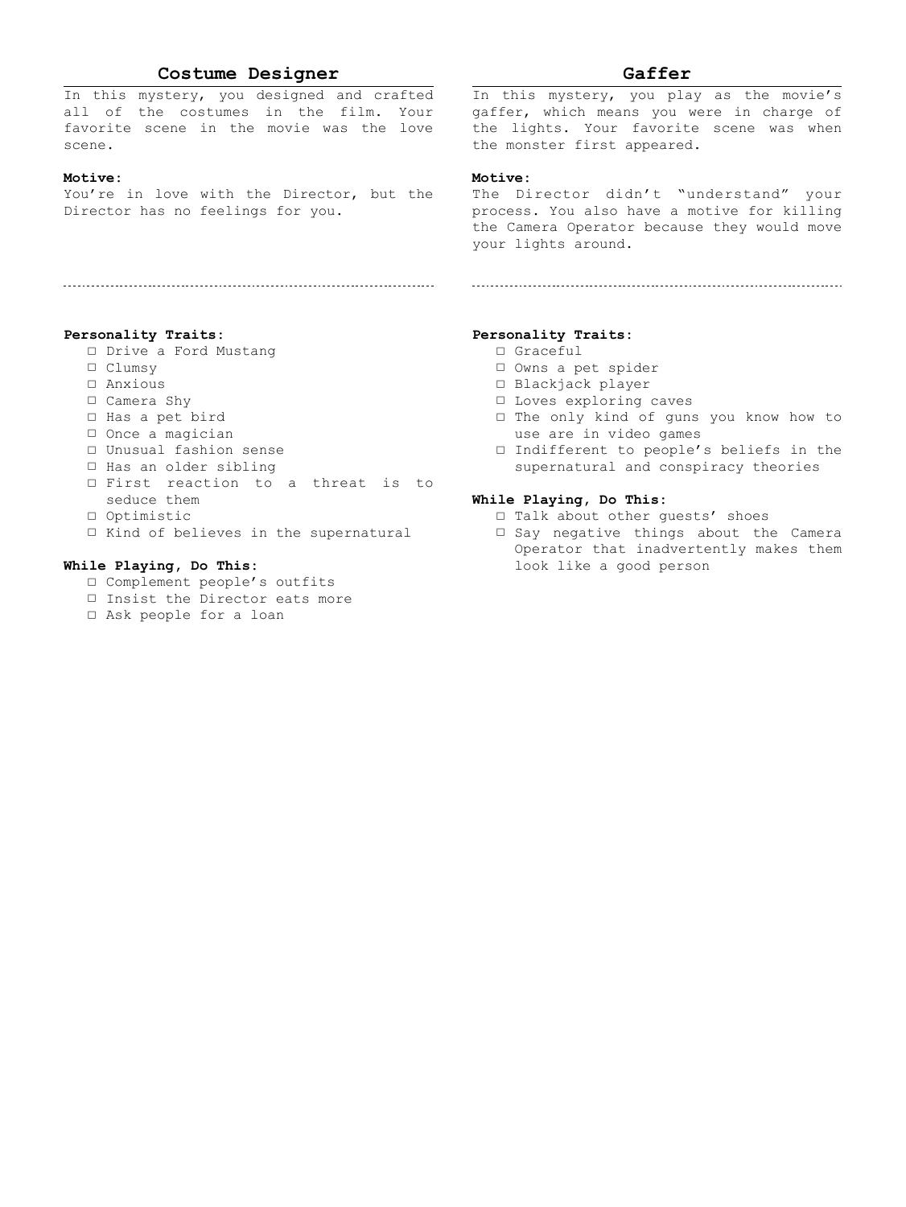## Costume Designer

In this mystery, you designed and crafted all of the costumes in the film. Your favorite scene in the movie was the love scene.

**Motive:**
You're in love with the Director, but the Director has no feelings for you.

**Personality Traits:**

- ☐ Drive a Ford Mustang
- ☐ Clumsy
- ☐ Anxious
- ☐ Camera Shy
- ☐ Has a pet bird
- ☐ Once a magician
- ☐ Unusual fashion sense
- ☐ Has an older sibling
- ☐ First reaction to a threat is to seduce them
- ☐ Optimistic
- ☐ Kind of believes in the supernatural

**While Playing, Do This:**

- ☐ Complement people's outfits
- ☐ Insist the Director eats more
- ☐ Ask people for a loan

## Gaffer

In this mystery, you play as the movie's gaffer, which means you were in charge of the lights. Your favorite scene was when the monster first appeared.

**Motive:**
The Director didn't "understand" your process. You also have a motive for killing the Camera Operator because they would move your lights around.

**Personality Traits:**

- ☐ Graceful
- ☐ Owns a pet spider
- ☐ Blackjack player
- ☐ Loves exploring caves
- ☐ The only kind of guns you know how to use are in video games
- ☐ Indifferent to people's beliefs in the supernatural and conspiracy theories

**While Playing, Do This:**

- ☐ Talk about other guests' shoes
- ☐ Say negative things about the Camera Operator that inadvertently makes them look like a good person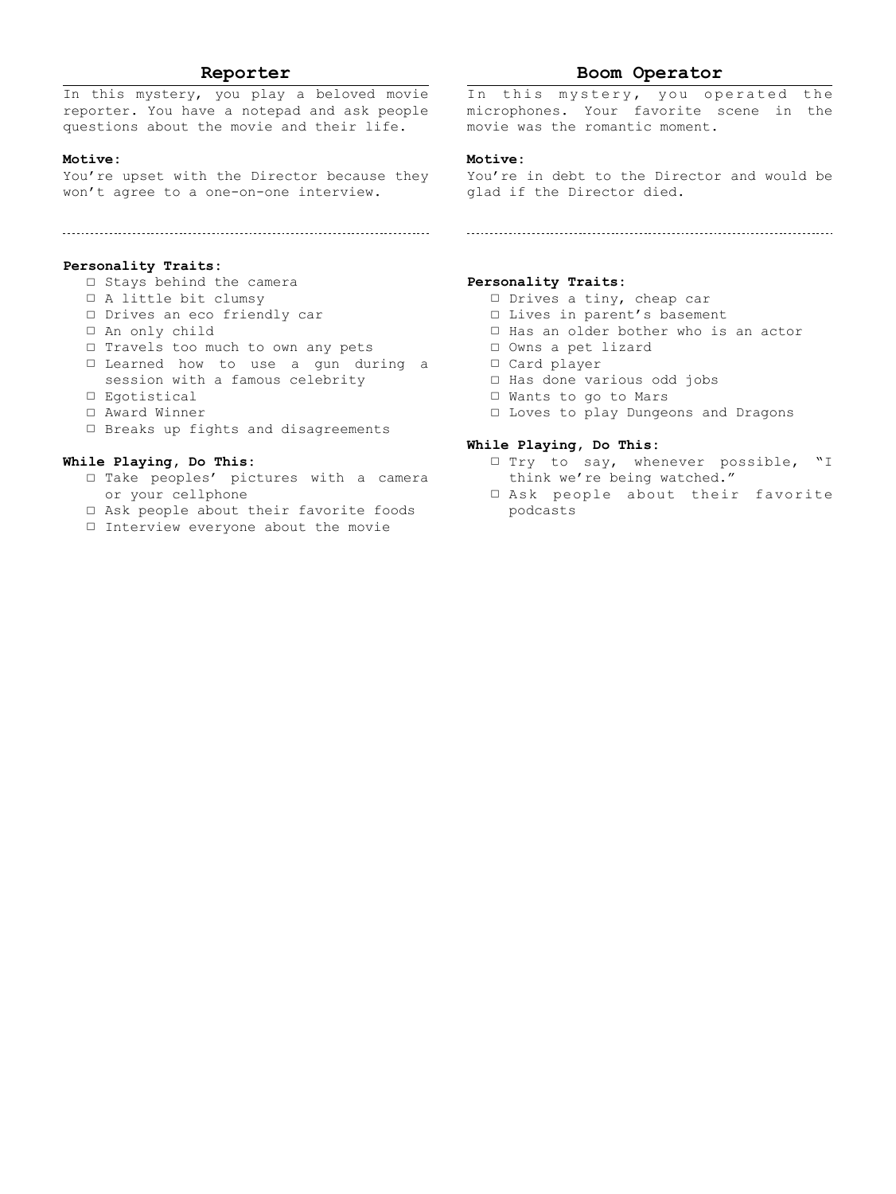## Reporter

In this mystery, you play a beloved movie reporter. You have a notepad and ask people questions about the movie and their life.

**Motive:**
You're upset with the Director because they won't agree to a one-on-one interview.

**Personality Traits:**

- ☐ Stays behind the camera
- ☐ A little bit clumsy
- ☐ Drives an eco friendly car
- ☐ An only child
- ☐ Travels too much to own any pets
- ☐ Learned how to use a gun during a session with a famous celebrity
- ☐ Egotistical
- ☐ Award Winner
- ☐ Breaks up fights and disagreements

**While Playing, Do This:**

- ☐ Take peoples' pictures with a camera or your cellphone
- ☐ Ask people about their favorite foods
- ☐ Interview everyone about the movie

## Boom Operator

In this mystery, you operated the microphones. Your favorite scene in the movie was the romantic moment.

**Motive:**
You're in debt to the Director and would be glad if the Director died.

**Personality Traits:**

- ☐ Drives a tiny, cheap car
- ☐ Lives in parent's basement
- ☐ Has an older bother who is an actor
- ☐ Owns a pet lizard
- ☐ Card player
- ☐ Has done various odd jobs
- ☐ Wants to go to Mars
- ☐ Loves to play Dungeons and Dragons

**While Playing, Do This:**

- ☐ Try to say, whenever possible, "I think we're being watched."
- ☐ Ask people about their favorite podcasts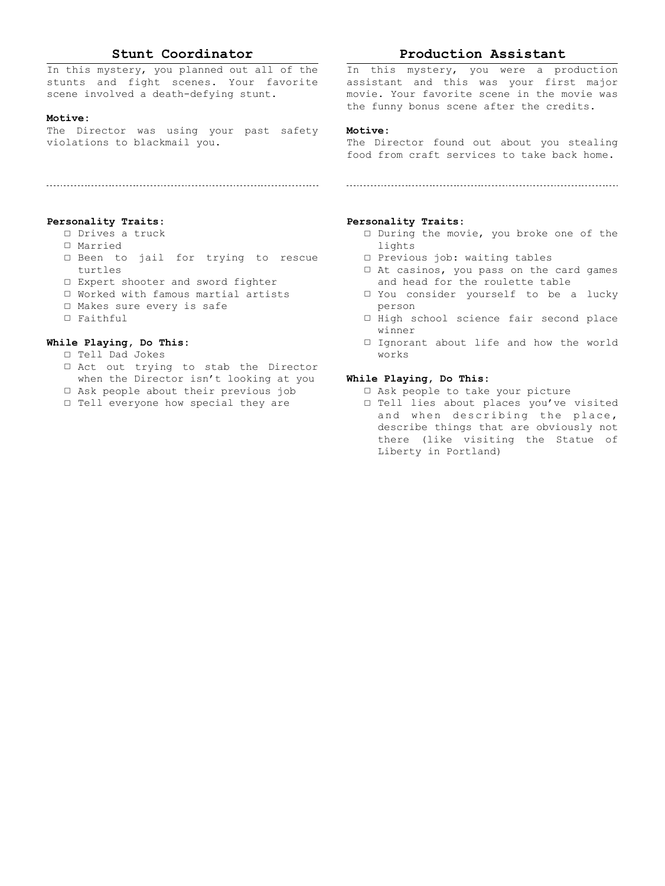## Stunt Coordinator

In this mystery, you planned out all of the stunts and fight scenes. Your favorite scene involved a death-defying stunt.

**Motive:**
The Director was using your past safety violations to blackmail you.

**Personality Traits:**

- ☐ Drives a truck
- ☐ Married
- ☐ Been to jail for trying to rescue turtles
- ☐ Expert shooter and sword fighter
- ☐ Worked with famous martial artists
- ☐ Makes sure every is safe
- ☐ Faithful

**While Playing, Do This:**

- ☐ Tell Dad Jokes
- ☐ Act out trying to stab the Director when the Director isn't looking at you
- ☐ Ask people about their previous job
- ☐ Tell everyone how special they are

## Production Assistant

In this mystery, you were a production assistant and this was your first major movie. Your favorite scene in the movie was the funny bonus scene after the credits.

**Motive:**
The Director found out about you stealing food from craft services to take back home.

**Personality Traits:**

- ☐ During the movie, you broke one of the lights
- ☐ Previous job: waiting tables
- ☐ At casinos, you pass on the card games and head for the roulette table
- ☐ You consider yourself to be a lucky person
- ☐ High school science fair second place winner
- ☐ Ignorant about life and how the world works

**While Playing, Do This:**

- ☐ Ask people to take your picture
- ☐ Tell lies about places you've visited and when describing the place, describe things that are obviously not there (like visiting the Statue of Liberty in Portland)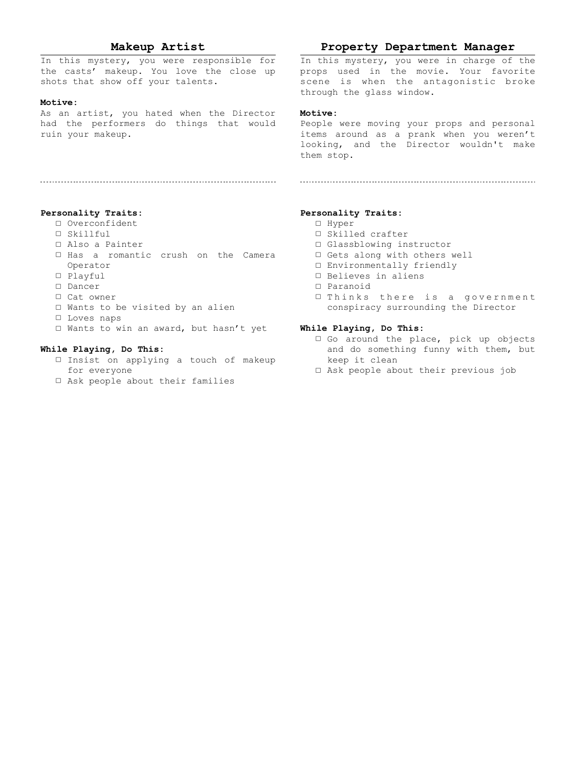## Makeup Artist

In this mystery, you were responsible for the casts' makeup. You love the close up shots that show off your talents.

**Motive:**
As an artist, you hated when the Director had the performers do things that would ruin your makeup.

**Personality Traits:**

- ☐ Overconfident
- ☐ Skillful
- ☐ Also a Painter
- ☐ Has a romantic crush on the Camera Operator
- ☐ Playful
- ☐ Dancer
- ☐ Cat owner
- ☐ Wants to be visited by an alien
- ☐ Loves naps
- ☐ Wants to win an award, but hasn't yet

**While Playing, Do This:**

- ☐ Insist on applying a touch of makeup for everyone
- ☐ Ask people about their families

## Property Department Manager

In this mystery, you were in charge of the props used in the movie. Your favorite scene is when the antagonistic broke through the glass window.

**Motive:**
People were moving your props and personal items around as a prank when you weren't looking, and the Director wouldn't make them stop.

**Personality Traits:**

- ☐ Hyper
- ☐ Skilled crafter
- ☐ Glassblowing instructor
- ☐ Gets along with others well
- ☐ Environmentally friendly
- ☐ Believes in aliens
- ☐ Paranoid
- ☐ Thinks there is a government conspiracy surrounding the Director

**While Playing, Do This:**

- ☐ Go around the place, pick up objects and do something funny with them, but keep it clean
- ☐ Ask people about their previous job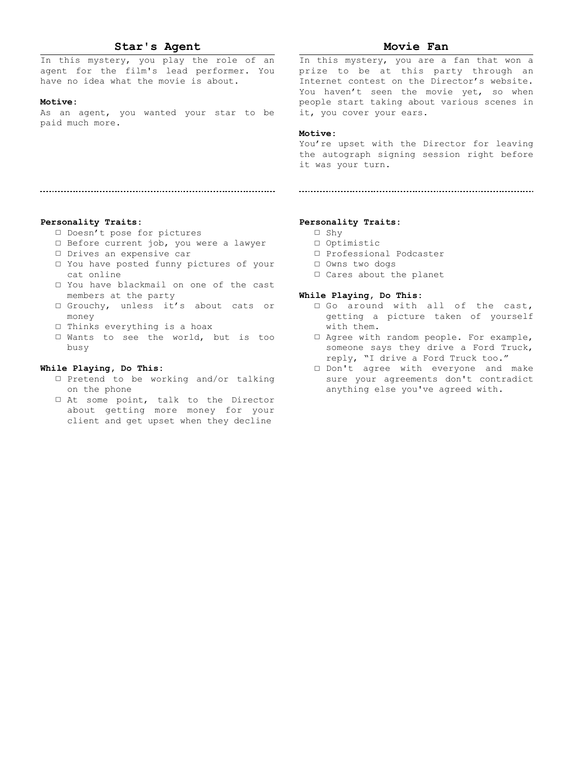## Star's Agent

In this mystery, you play the role of an agent for the film's lead performer. You have no idea what the movie is about.

**Motive:**
As an agent, you wanted your star to be paid much more.

**Personality Traits:**

- ☐ Doesn't pose for pictures
- ☐ Before current job, you were a lawyer
- ☐ Drives an expensive car
- ☐ You have posted funny pictures of your cat online
- ☐ You have blackmail on one of the cast members at the party
- ☐ Grouchy, unless it's about cats or money
- ☐ Thinks everything is a hoax
- ☐ Wants to see the world, but is too busy

**While Playing, Do This:**

- ☐ Pretend to be working and/or talking on the phone
- ☐ At some point, talk to the Director about getting more money for your client and get upset when they decline

## Movie Fan

In this mystery, you are a fan that won a prize to be at this party through an Internet contest on the Director's website. You haven't seen the movie yet, so when people start taking about various scenes in it, you cover your ears.

**Motive:**
You're upset with the Director for leaving the autograph signing session right before it was your turn.

**Personality Traits:**

- ☐ Shy
- ☐ Optimistic
- ☐ Professional Podcaster
- ☐ Owns two dogs
- ☐ Cares about the planet

**While Playing, Do This:**

- ☐ Go around with all of the cast, getting a picture taken of yourself with them.
- ☐ Agree with random people. For example, someone says they drive a Ford Truck, reply, "I drive a Ford Truck too."
- ☐ Don't agree with everyone and make sure your agreements don't contradict anything else you've agreed with.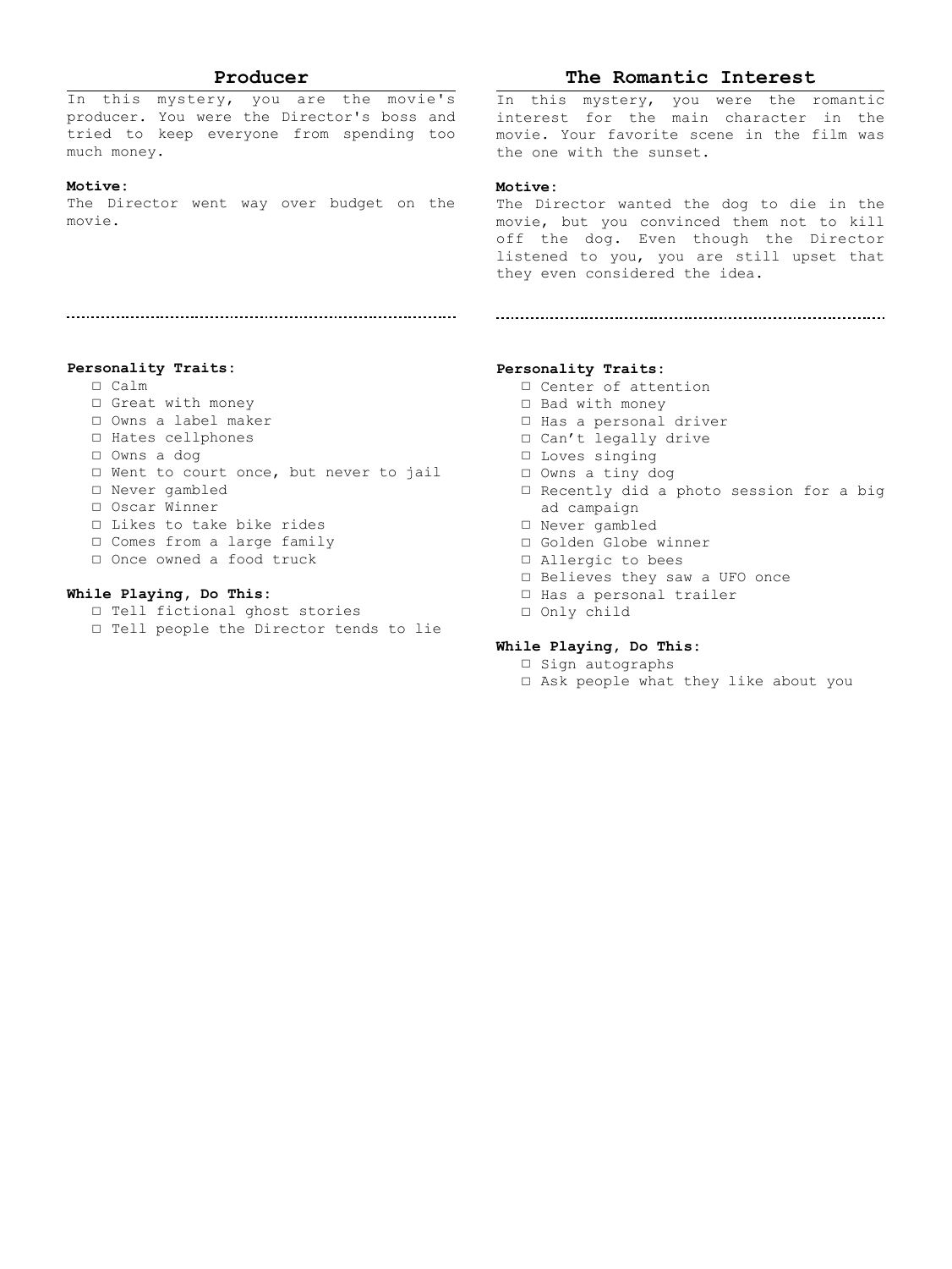## Producer

In this mystery, you are the movie's producer. You were the Director's boss and tried to keep everyone from spending too much money.

**Motive:**
The Director went way over budget on the movie.

**Personality Traits:**

- ☐ Calm
- ☐ Great with money
- ☐ Owns a label maker
- ☐ Hates cellphones
- ☐ Owns a dog
- ☐ Went to court once, but never to jail
- ☐ Never gambled
- ☐ Oscar Winner
- ☐ Likes to take bike rides
- ☐ Comes from a large family
- ☐ Once owned a food truck

**While Playing, Do This:**

- ☐ Tell fictional ghost stories
- ☐ Tell people the Director tends to lie

## The Romantic Interest

In this mystery, you were the romantic interest for the main character in the movie. Your favorite scene in the film was the one with the sunset.

**Motive:**
The Director wanted the dog to die in the movie, but you convinced them not to kill off the dog. Even though the Director listened to you, you are still upset that they even considered the idea.

**Personality Traits:**

- ☐ Center of attention
- ☐ Bad with money
- ☐ Has a personal driver
- ☐ Can't legally drive
- ☐ Loves singing
- ☐ Owns a tiny dog
- ☐ Recently did a photo session for a big ad campaign
- ☐ Never gambled
- ☐ Golden Globe winner
- ☐ Allergic to bees
- ☐ Believes they saw a UFO once
- ☐ Has a personal trailer
- ☐ Only child

**While Playing, Do This:**

- ☐ Sign autographs
- ☐ Ask people what they like about you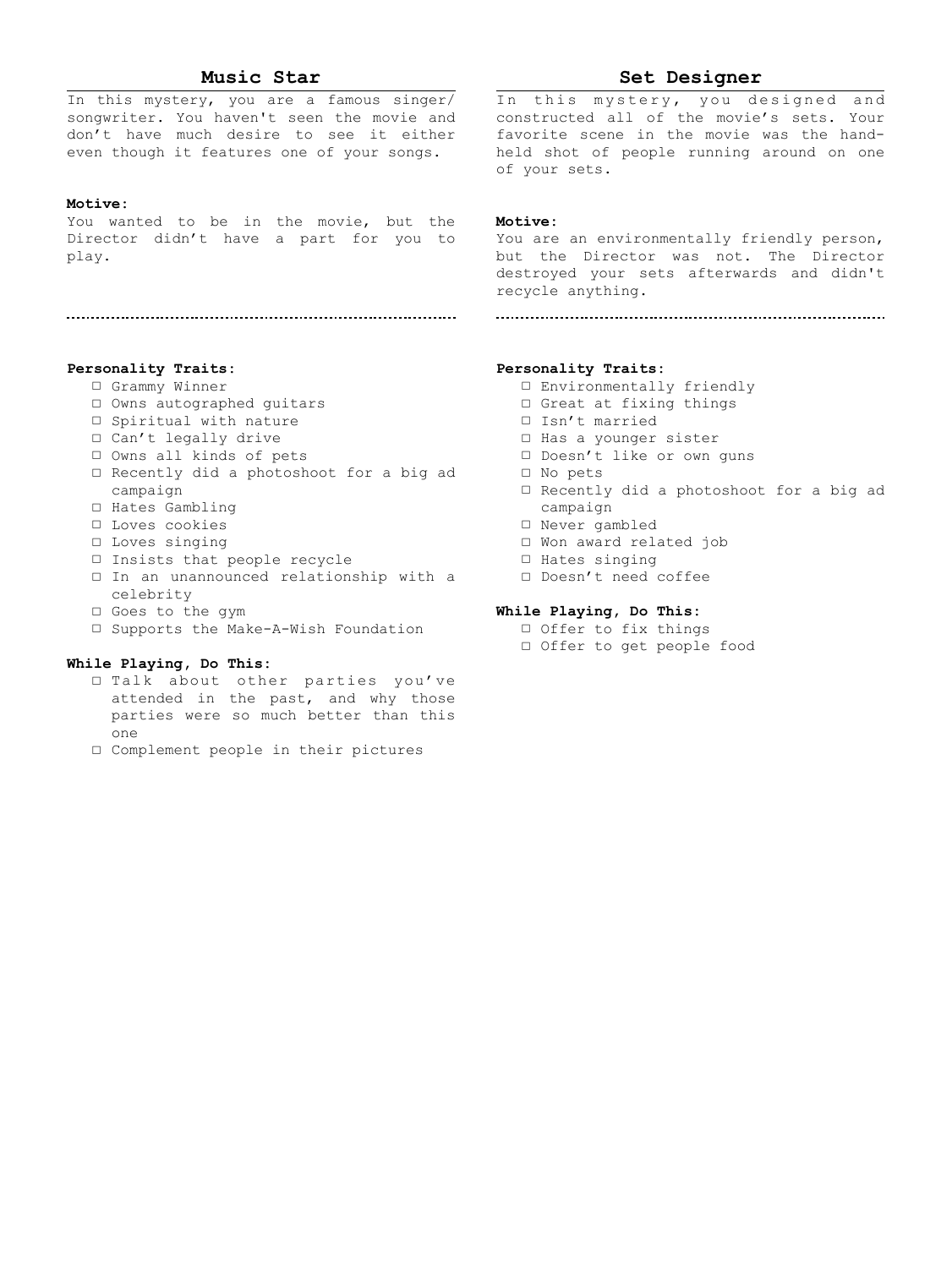## Music Star

In this mystery, you are a famous singer/songwriter. You haven't seen the movie and don't have much desire to see it either even though it features one of your songs.

**Motive:**
You wanted to be in the movie, but the Director didn't have a part for you to play.

**Personality Traits:**

- ☐ Grammy Winner
- ☐ Owns autographed guitars
- ☐ Spiritual with nature
- ☐ Can't legally drive
- ☐ Owns all kinds of pets
- ☐ Recently did a photoshoot for a big ad campaign
- ☐ Hates Gambling
- ☐ Loves cookies
- ☐ Loves singing
- ☐ Insists that people recycle
- ☐ In an unannounced relationship with a celebrity
- ☐ Goes to the gym
- ☐ Supports the Make-A-Wish Foundation

**While Playing, Do This:**

- ☐ Talk about other parties you've attended in the past, and why those parties were so much better than this one
- ☐ Complement people in their pictures

## Set Designer

In this mystery, you designed and constructed all of the movie's sets. Your favorite scene in the movie was the hand-held shot of people running around on one of your sets.

**Motive:**
You are an environmentally friendly person, but the Director was not. The Director destroyed your sets afterwards and didn't recycle anything.

**Personality Traits:**

- ☐ Environmentally friendly
- ☐ Great at fixing things
- ☐ Isn't married
- ☐ Has a younger sister
- ☐ Doesn't like or own guns
- ☐ No pets
- ☐ Recently did a photoshoot for a big ad campaign
- ☐ Never gambled
- ☐ Won award related job
- ☐ Hates singing
- ☐ Doesn't need coffee

**While Playing, Do This:**

- ☐ Offer to fix things
- ☐ Offer to get people food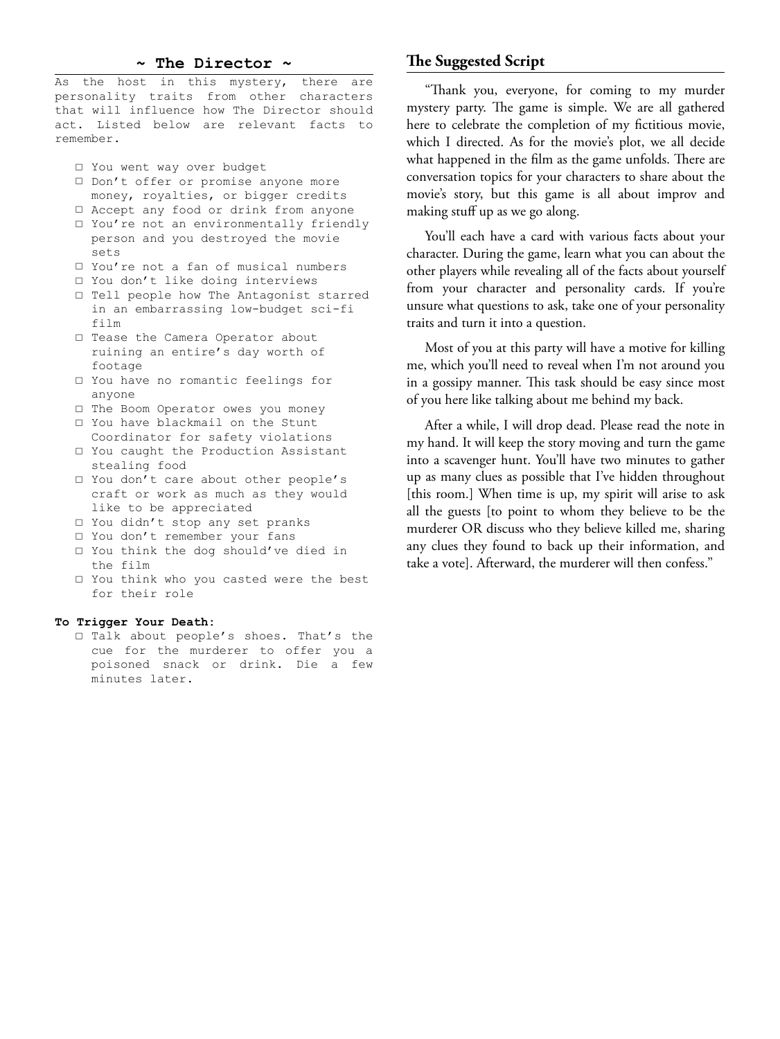## ~ The Director ~

As the host in this mystery, there are personality traits from other characters that will influence how The Director should act. Listed below are relevant facts to remember.

- ☐ You went way over budget
- ☐ Don't offer or promise anyone more money, royalties, or bigger credits
- ☐ Accept any food or drink from anyone
- ☐ You're not an environmentally friendly person and you destroyed the movie sets
- ☐ You're not a fan of musical numbers
- ☐ You don't like doing interviews
- ☐ Tell people how The Antagonist starred in an embarrassing low-budget sci-fi film
- ☐ Tease the Camera Operator about ruining an entire's day worth of footage
- ☐ You have no romantic feelings for anyone
- ☐ The Boom Operator owes you money
- ☐ You have blackmail on the Stunt Coordinator for safety violations
- ☐ You caught the Production Assistant stealing food
- ☐ You don't care about other people's craft or work as much as they would like to be appreciated
- ☐ You didn't stop any set pranks
- ☐ You don't remember your fans
- ☐ You think the dog should've died in the film
- ☐ You think who you casted were the best for their role

**To Trigger Your Death:**

- ☐ Talk about people's shoes. That's the cue for the murderer to offer you a poisoned snack or drink. Die a few minutes later.

## The Suggested Script

"Thank you, everyone, for coming to my murder mystery party. The game is simple. We are all gathered here to celebrate the completion of my fictitious movie, which I directed. As for the movie's plot, we all decide what happened in the film as the game unfolds. There are conversation topics for your characters to share about the movie's story, but this game is all about improv and making stuff up as we go along.

You'll each have a card with various facts about your character. During the game, learn what you can about the other players while revealing all of the facts about yourself from your character and personality cards. If you're unsure what questions to ask, take one of your personality traits and turn it into a question.

Most of you at this party will have a motive for killing me, which you'll need to reveal when I'm not around you in a gossipy manner. This task should be easy since most of you here like talking about me behind my back.

After a while, I will drop dead. Please read the note in my hand. It will keep the story moving and turn the game into a scavenger hunt. You'll have two minutes to gather up as many clues as possible that I've hidden throughout [this room.] When time is up, my spirit will arise to ask all the guests [to point to whom they believe to be the murderer OR discuss who they believe killed me, sharing any clues they found to back up their information, and take a vote]. Afterward, the murderer will then confess."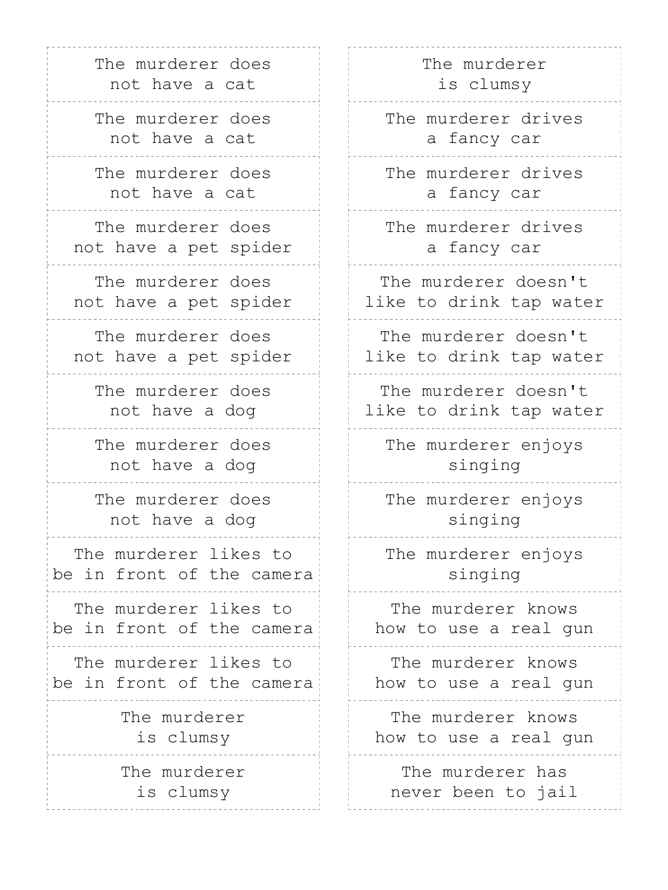The murderer does not have a cat

The murderer does not have a cat

The murderer does not have a cat

The murderer does not have a pet spider

The murderer does not have a pet spider

The murderer does not have a pet spider

The murderer does not have a dog

The murderer does not have a dog

The murderer does not have a dog

The murderer likes to be in front of the camera

The murderer likes to be in front of the camera

The murderer likes to be in front of the camera

The murderer is clumsy

The murderer is clumsy

The murderer is clumsy

The murderer drives a fancy car

The murderer drives a fancy car

The murderer drives a fancy car

The murderer doesn't like to drink tap water

The murderer doesn't like to drink tap water

The murderer doesn't like to drink tap water

The murderer enjoys singing

The murderer enjoys singing

The murderer enjoys singing

The murderer knows how to use a real gun

The murderer knows how to use a real gun

The murderer knows how to use a real gun

The murderer has never been to jail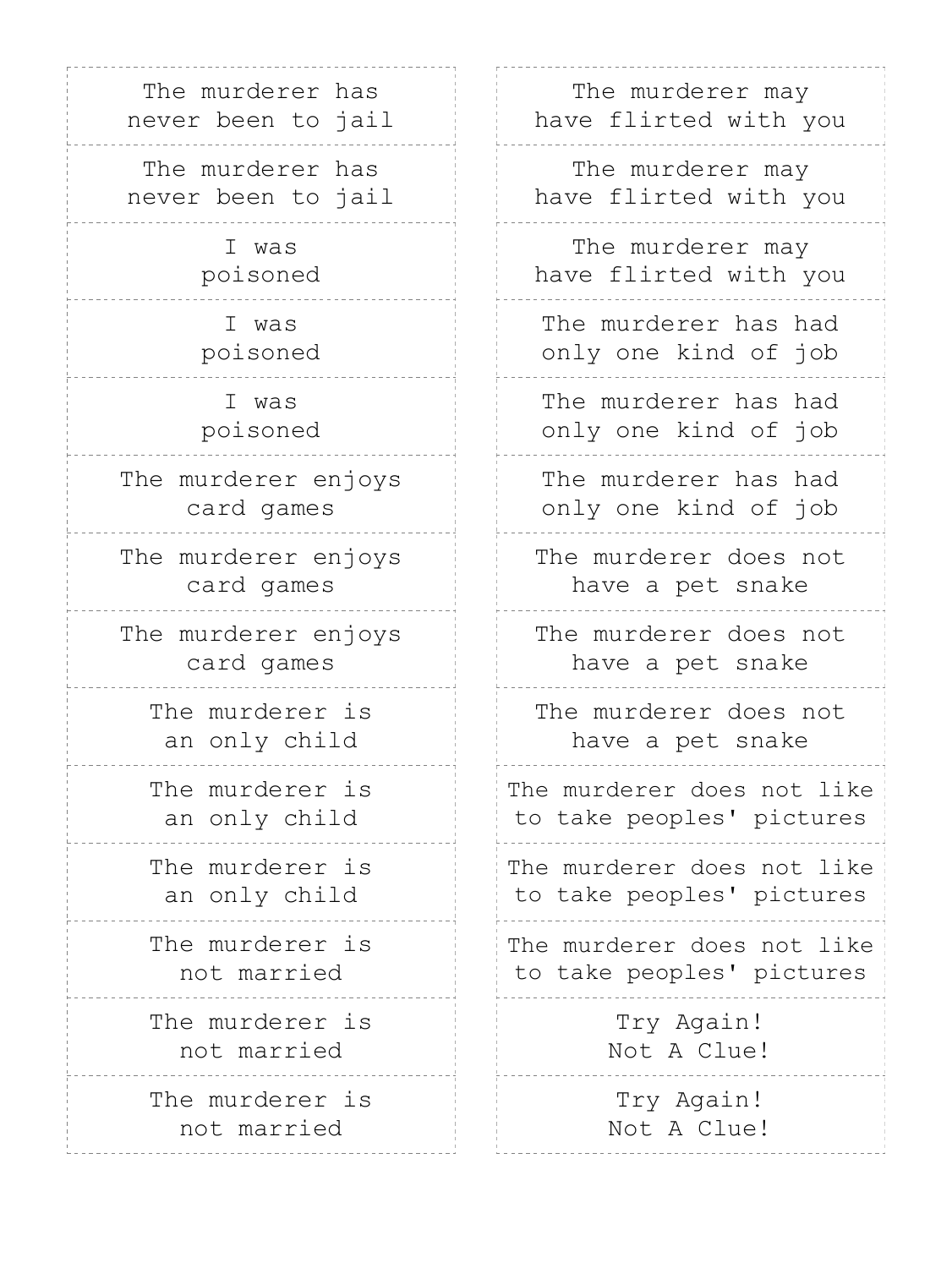The murderer has never been to jail

The murderer has never been to jail

I was poisoned

I was poisoned

I was poisoned

The murderer enjoys card games

The murderer enjoys card games

The murderer enjoys card games

The murderer is an only child

The murderer is an only child

The murderer is an only child

The murderer is not married

The murderer is not married

The murderer is not married

The murderer may have flirted with you

The murderer may have flirted with you

The murderer may have flirted with you

The murderer has had only one kind of job

The murderer has had only one kind of job

The murderer has had only one kind of job

The murderer does not have a pet snake

The murderer does not have a pet snake

The murderer does not have a pet snake

The murderer does not like to take peoples' pictures

The murderer does not like to take peoples' pictures

The murderer does not like to take peoples' pictures

Try Again! Not A Clue!

Try Again! Not A Clue!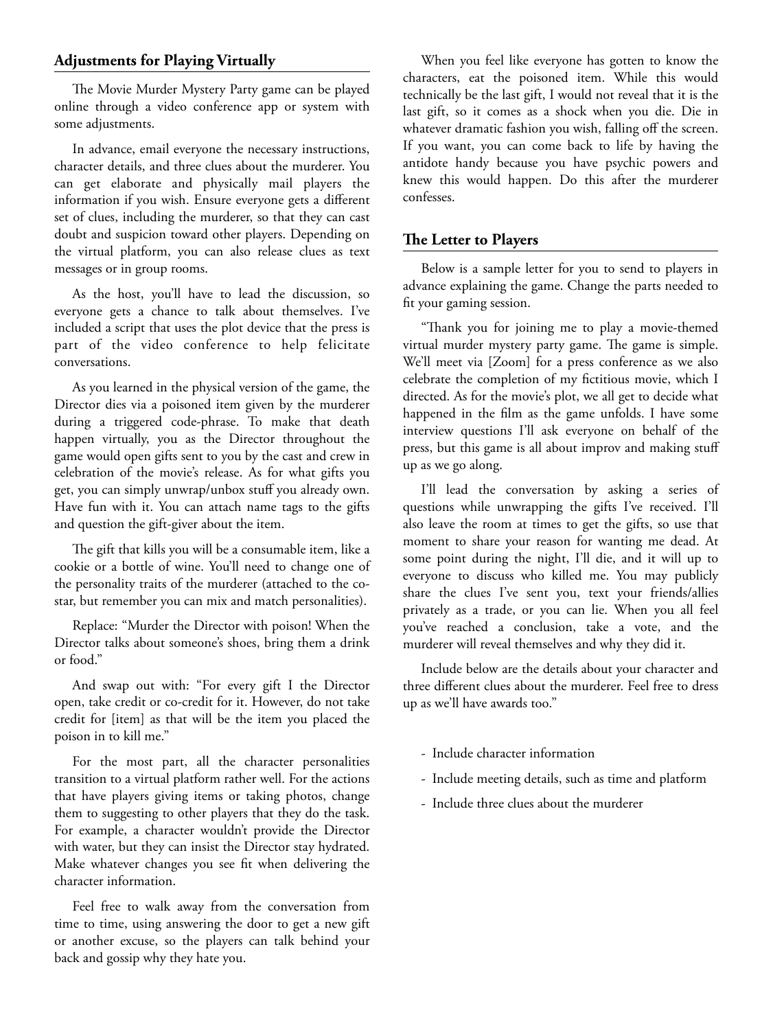## Adjustments for Playing Virtually

The Movie Murder Mystery Party game can be played online through a video conference app or system with some adjustments.

In advance, email everyone the necessary instructions, character details, and three clues about the murderer. You can get elaborate and physically mail players the information if you wish. Ensure everyone gets a different set of clues, including the murderer, so that they can cast doubt and suspicion toward other players. Depending on the virtual platform, you can also release clues as text messages or in group rooms.

As the host, you'll have to lead the discussion, so everyone gets a chance to talk about themselves. I've included a script that uses the plot device that the press is part of the video conference to help felicitate conversations.

As you learned in the physical version of the game, the Director dies via a poisoned item given by the murderer during a triggered code-phrase. To make that death happen virtually, you as the Director throughout the game would open gifts sent to you by the cast and crew in celebration of the movie's release. As for what gifts you get, you can simply unwrap/unbox stuff you already own. Have fun with it. You can attach name tags to the gifts and question the gift-giver about the item.

The gift that kills you will be a consumable item, like a cookie or a bottle of wine. You'll need to change one of the personality traits of the murderer (attached to the co-star, but remember you can mix and match personalities).

Replace: "Murder the Director with poison! When the Director talks about someone's shoes, bring them a drink or food."

And swap out with: "For every gift I the Director open, take credit or co-credit for it. However, do not take credit for [item] as that will be the item you placed the poison in to kill me."

For the most part, all the character personalities transition to a virtual platform rather well. For the actions that have players giving items or taking photos, change them to suggesting to other players that they do the task. For example, a character wouldn't provide the Director with water, but they can insist the Director stay hydrated. Make whatever changes you see fit when delivering the character information.

Feel free to walk away from the conversation from time to time, using answering the door to get a new gift or another excuse, so the players can talk behind your back and gossip why they hate you.

When you feel like everyone has gotten to know the characters, eat the poisoned item. While this would technically be the last gift, I would not reveal that it is the last gift, so it comes as a shock when you die. Die in whatever dramatic fashion you wish, falling off the screen. If you want, you can come back to life by having the antidote handy because you have psychic powers and knew this would happen. Do this after the murderer confesses.

## The Letter to Players

Below is a sample letter for you to send to players in advance explaining the game. Change the parts needed to fit your gaming session.

"Thank you for joining me to play a movie-themed virtual murder mystery party game. The game is simple. We'll meet via [Zoom] for a press conference as we also celebrate the completion of my fictitious movie, which I directed. As for the movie's plot, we all get to decide what happened in the film as the game unfolds. I have some interview questions I'll ask everyone on behalf of the press, but this game is all about improv and making stuff up as we go along.

I'll lead the conversation by asking a series of questions while unwrapping the gifts I've received. I'll also leave the room at times to get the gifts, so use that moment to share your reason for wanting me dead. At some point during the night, I'll die, and it will up to everyone to discuss who killed me. You may publicly share the clues I've sent you, text your friends/allies privately as a trade, or you can lie. When you all feel you've reached a conclusion, take a vote, and the murderer will reveal themselves and why they did it.

Include below are the details about your character and three different clues about the murderer. Feel free to dress up as we'll have awards too."

- Include character information
- Include meeting details, such as time and platform
- Include three clues about the murderer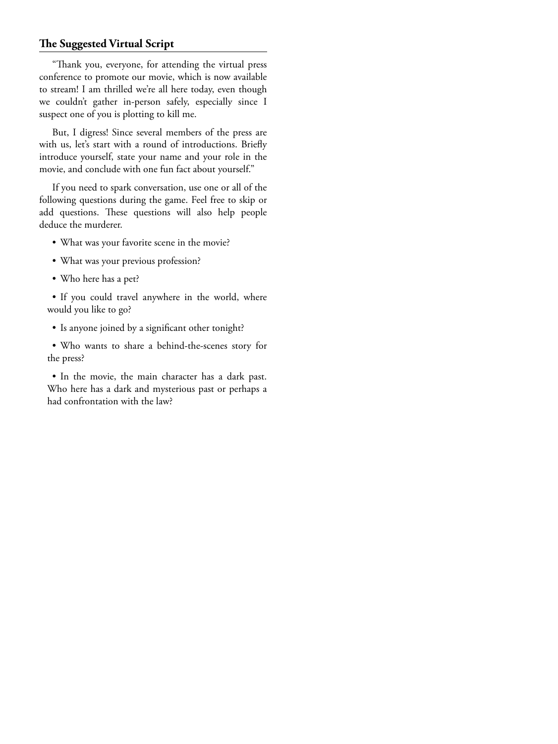## The Suggested Virtual Script

"Thank you, everyone, for attending the virtual press conference to promote our movie, which is now available to stream! I am thrilled we're all here today, even though we couldn't gather in-person safely, especially since I suspect one of you is plotting to kill me.

But, I digress! Since several members of the press are with us, let's start with a round of introductions. Briefly introduce yourself, state your name and your role in the movie, and conclude with one fun fact about yourself."

If you need to spark conversation, use one or all of the following questions during the game. Feel free to skip or add questions. These questions will also help people deduce the murderer.

- What was your favorite scene in the movie?
- What was your previous profession?
- Who here has a pet?
- If you could travel anywhere in the world, where would you like to go?
- Is anyone joined by a significant other tonight?
- Who wants to share a behind-the-scenes story for the press?
- In the movie, the main character has a dark past. Who here has a dark and mysterious past or perhaps a had confrontation with the law?